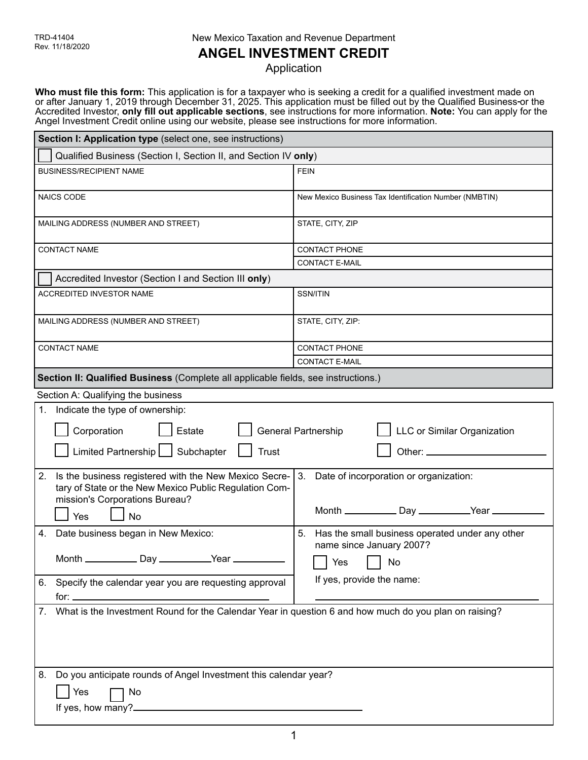TRD-41404
Rev. 11/18/2020

New Mexico Taxation and Revenue Department

# ANGEL INVESTMENT CREDIT

## Application

**Who must file this form:** This application is for a taxpayer who is seeking a credit for a qualified investment made on or after January 1, 2019 through December 31, 2025. This application must be filled out by the Qualified Business or the Accredited Investor, **only fill out applicable sections**, see instructions for more information. **Note:** You can apply for the Angel Investment Credit online using our website, please see instructions for more information.

| **Section I: Application type** (select one, see instructions) | |
|---|---|
| ☐ Qualified Business (Section I, Section II, and Section IV **only**) | |
| BUSINESS/RECIPIENT NAME | FEIN |
| NAICS CODE | New Mexico Business Tax Identification Number (NMBTIN) |
| MAILING ADDRESS (NUMBER AND STREET) | STATE, CITY, ZIP |
| CONTACT NAME | CONTACT PHONE |
| | CONTACT E-MAIL |
| ☐ Accredited Investor (Section I and Section III **only**) | |
| ACCREDITED INVESTOR NAME | SSN/ITIN |
| MAILING ADDRESS (NUMBER AND STREET) | STATE, CITY, ZIP: |
| CONTACT NAME | CONTACT PHONE |
| | CONTACT E-MAIL |

**Section II: Qualified Business** (Complete all applicable fields, see instructions.)

Section A: Qualifying the business

1. Indicate the type of ownership:

   ☐ Corporation ☐ Estate ☐ General Partnership ☐ LLC or Similar Organization

   ☐ Limited Partnership ☐ Subchapter ☐ Trust ☐ Other: ____________________

2. Is the business registered with the New Mexico Secretary of State or the New Mexico Public Regulation Commission's Corporations Bureau?

   ☐ Yes ☐ No

3. Date of incorporation or organization:

   Month __________ Day __________ Year __________

4. Date business began in New Mexico:

   Month __________ Day __________ Year __________

5. Has the small business operated under any other name since January 2007?

   ☐ Yes ☐ No

   If yes, provide the name: ____________________

6. Specify the calendar year you are requesting approval for: ____________________

7. What is the Investment Round for the Calendar Year in question 6 and how much do you plan on raising?

8. Do you anticipate rounds of Angel Investment this calendar year?

   ☐ Yes ☐ No

   If yes, how many? ____________________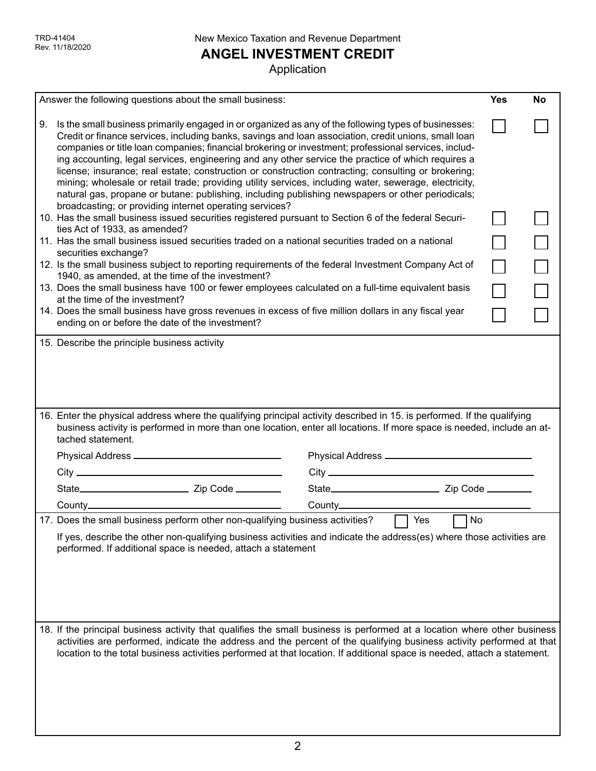TRD-41404
Rev. 11/18/2020

New Mexico Taxation and Revenue Department

# ANGEL INVESTMENT CREDIT

Application

| Answer the following questions about the small business: | Yes | No |
|---|---|---|
| 9. Is the small business primarily engaged in or organized as any of the following types of businesses: Credit or finance services, including banks, savings and loan association, credit unions, small loan companies or title loan companies; financial brokering or investment; professional services, including accounting, legal services, engineering and any other service the practice of which requires a license; insurance; real estate; construction or construction contracting; consulting or brokering; mining; wholesale or retail trade; providing utility services, including water, sewerage, electricity, natural gas, propane or butane: publishing, including publishing newspapers or other periodicals; broadcasting; or providing internet operating services? | ☐ | ☐ |
| 10. Has the small business issued securities registered pursuant to Section 6 of the federal Securities Act of 1933, as amended? | ☐ | ☐ |
| 11. Has the small business issued securities traded on a national securities traded on a national securities exchange? | ☐ | ☐ |
| 12. Is the small business subject to reporting requirements of the federal Investment Company Act of 1940, as amended, at the time of the investment? | ☐ | ☐ |
| 13. Does the small business have 100 or fewer employees calculated on a full-time equivalent basis at the time of the investment? | ☐ | ☐ |
| 14. Does the small business have gross revenues in excess of five million dollars in any fiscal year ending on or before the date of the investment? | ☐ | ☐ |

15. Describe the principle business activity

16. Enter the physical address where the qualifying principal activity described in 15. is performed. If the qualifying business activity is performed in more than one location, enter all locations. If more space is needed, include an attached statement.

| | |
|---|---|
| Physical Address ________________ | Physical Address ________________ |
| City ________________ | City ________________ |
| State ________ Zip Code ________ | State ________ Zip Code ________ |
| County ________________ | County ________________ |

17. Does the small business perform other non-qualifying business activities? ☐ Yes ☐ No

If yes, describe the other non-qualifying business activities and indicate the address(es) where those activities are performed. If additional space is needed, attach a statement

18. If the principal business activity that qualifies the small business is performed at a location where other business activities are performed, indicate the address and the percent of the qualifying business activity performed at that location to the total business activities performed at that location. If additional space is needed, attach a statement.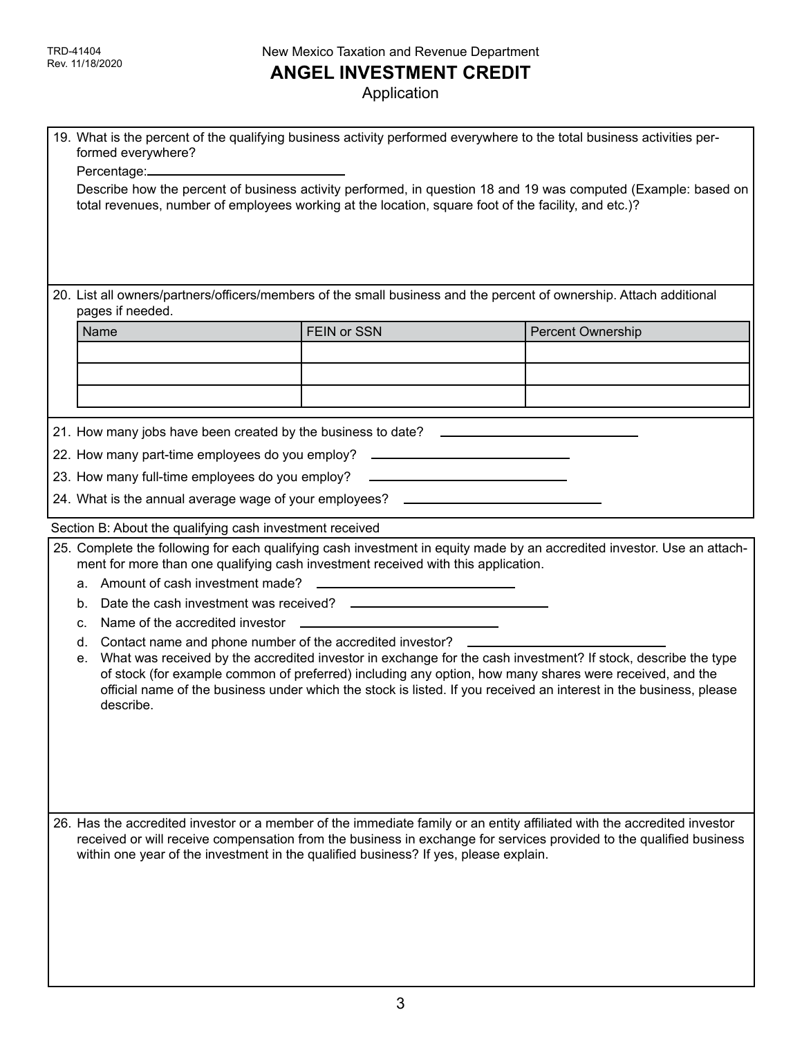TRD-41404
Rev. 11/18/2020

New Mexico Taxation and Revenue Department

# ANGEL INVESTMENT CREDIT

Application

19. What is the percent of the qualifying business activity performed everywhere to the total business activities performed everywhere?

    Percentage: ______________________________

    Describe how the percent of business activity performed, in question 18 and 19 was computed (Example: based on total revenues, number of employees working at the location, square foot of the facility, and etc.)?

20. List all owners/partners/officers/members of the small business and the percent of ownership. Attach additional pages if needed.

| Name | FEIN or SSN | Percent Ownership |
|---|---|---|
| | | |
| | | |
| | | |

21. How many jobs have been created by the business to date? ______________________________
22. How many part-time employees do you employ? ______________________________
23. How many full-time employees do you employ? ______________________________
24. What is the annual average wage of your employees? ______________________________

Section B: About the qualifying cash investment received

25. Complete the following for each qualifying cash investment in equity made by an accredited investor. Use an attachment for more than one qualifying cash investment received with this application.
    a. Amount of cash investment made? ______________________________
    b. Date the cash investment was received? ______________________________
    c. Name of the accredited investor ______________________________
    d. Contact name and phone number of the accredited investor? ______________________________
    e. What was received by the accredited investor in exchange for the cash investment? If stock, describe the type of stock (for example common of preferred) including any option, how many shares were received, and the official name of the business under which the stock is listed. If you received an interest in the business, please describe.

26. Has the accredited investor or a member of the immediate family or an entity affiliated with the accredited investor received or will receive compensation from the business in exchange for services provided to the qualified business within one year of the investment in the qualified business? If yes, please explain.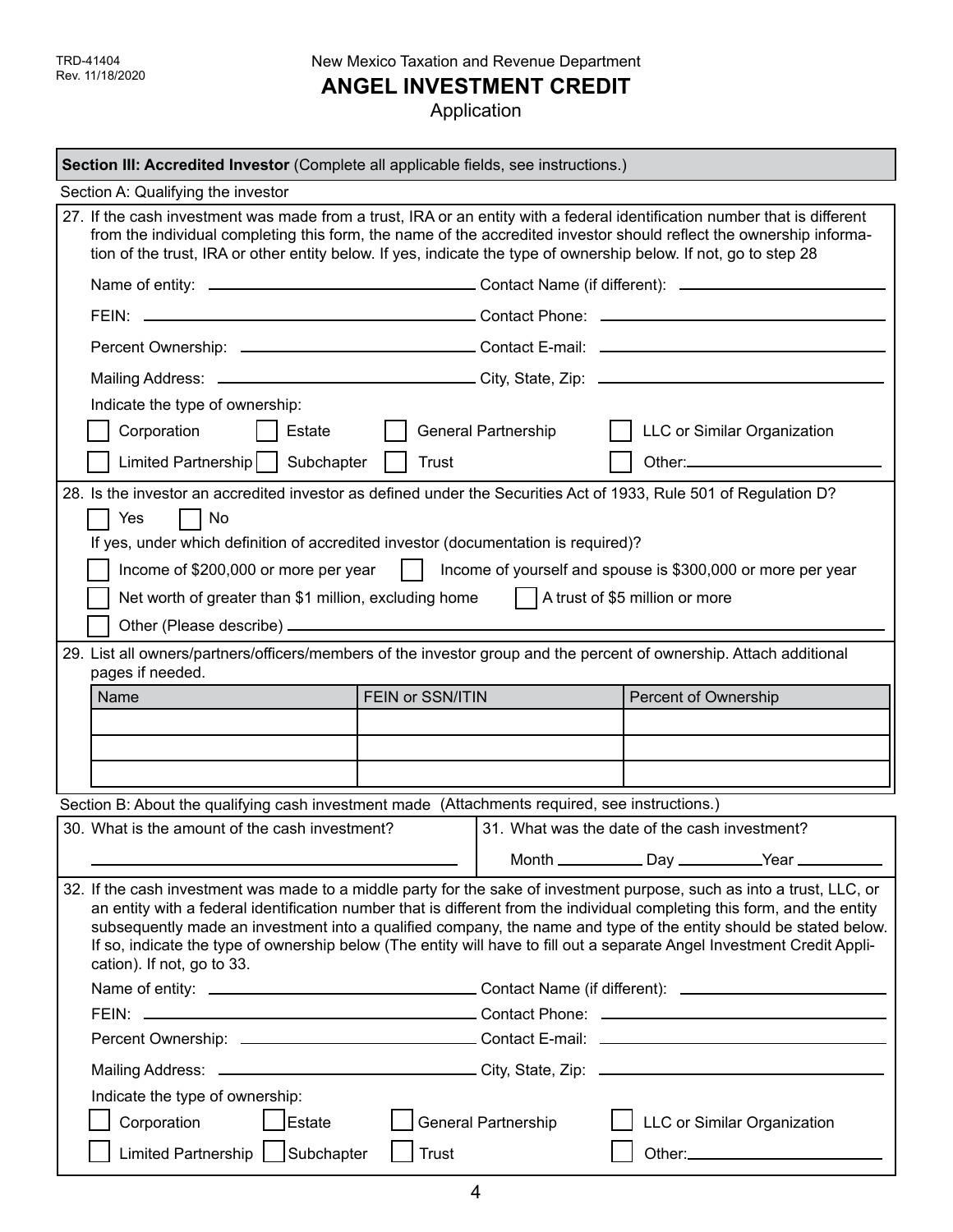TRD-41404
Rev. 11/18/2020

New Mexico Taxation and Revenue Department

# ANGEL INVESTMENT CREDIT

Application

## Section III: Accredited Investor (Complete all applicable fields, see instructions.)

### Section A: Qualifying the investor

27. If the cash investment was made from a trust, IRA or an entity with a federal identification number that is different from the individual completing this form, the name of the accredited investor should reflect the ownership information of the trust, IRA or other entity below. If yes, indicate the type of ownership below. If not, go to step 28

Name of entity: ____________________ Contact Name (if different): ____________________

FEIN: ____________________ Contact Phone: ____________________

Percent Ownership: ____________________ Contact E-mail: ____________________

Mailing Address: ____________________ City, State, Zip: ____________________

Indicate the type of ownership:

☐ Corporation ☐ Estate ☐ General Partnership ☐ LLC or Similar Organization

☐ Limited Partnership ☐ Subchapter ☐ Trust ☐ Other: ____________________

28. Is the investor an accredited investor as defined under the Securities Act of 1933, Rule 501 of Regulation D?

☐ Yes ☐ No

If yes, under which definition of accredited investor (documentation is required)?

☐ Income of $200,000 or more per year ☐ Income of yourself and spouse is $300,000 or more per year

☐ Net worth of greater than $1 million, excluding home ☐ A trust of $5 million or more

☐ Other (Please describe) ____________________

29. List all owners/partners/officers/members of the investor group and the percent of ownership. Attach additional pages if needed.

| Name | FEIN or SSN/ITIN | Percent of Ownership |
|---|---|---|
| | | |
| | | |
| | | |

### Section B: About the qualifying cash investment made (Attachments required, see instructions.)

30. What is the amount of the cash investment?

____________________

31. What was the date of the cash investment?

Month ________ Day ________ Year ________

32. If the cash investment was made to a middle party for the sake of investment purpose, such as into a trust, LLC, or an entity with a federal identification number that is different from the individual completing this form, and the entity subsequently made an investment into a qualified company, the name and type of the entity should be stated below. If so, indicate the type of ownership below (The entity will have to fill out a separate Angel Investment Credit Application). If not, go to 33.

Name of entity: ____________________ Contact Name (if different): ____________________

FEIN: ____________________ Contact Phone: ____________________

Percent Ownership: ____________________ Contact E-mail: ____________________

Mailing Address: ____________________ City, State, Zip: ____________________

Indicate the type of ownership:

☐ Corporation ☐ Estate ☐ General Partnership ☐ LLC or Similar Organization

☐ Limited Partnership ☐ Subchapter ☐ Trust ☐ Other: ____________________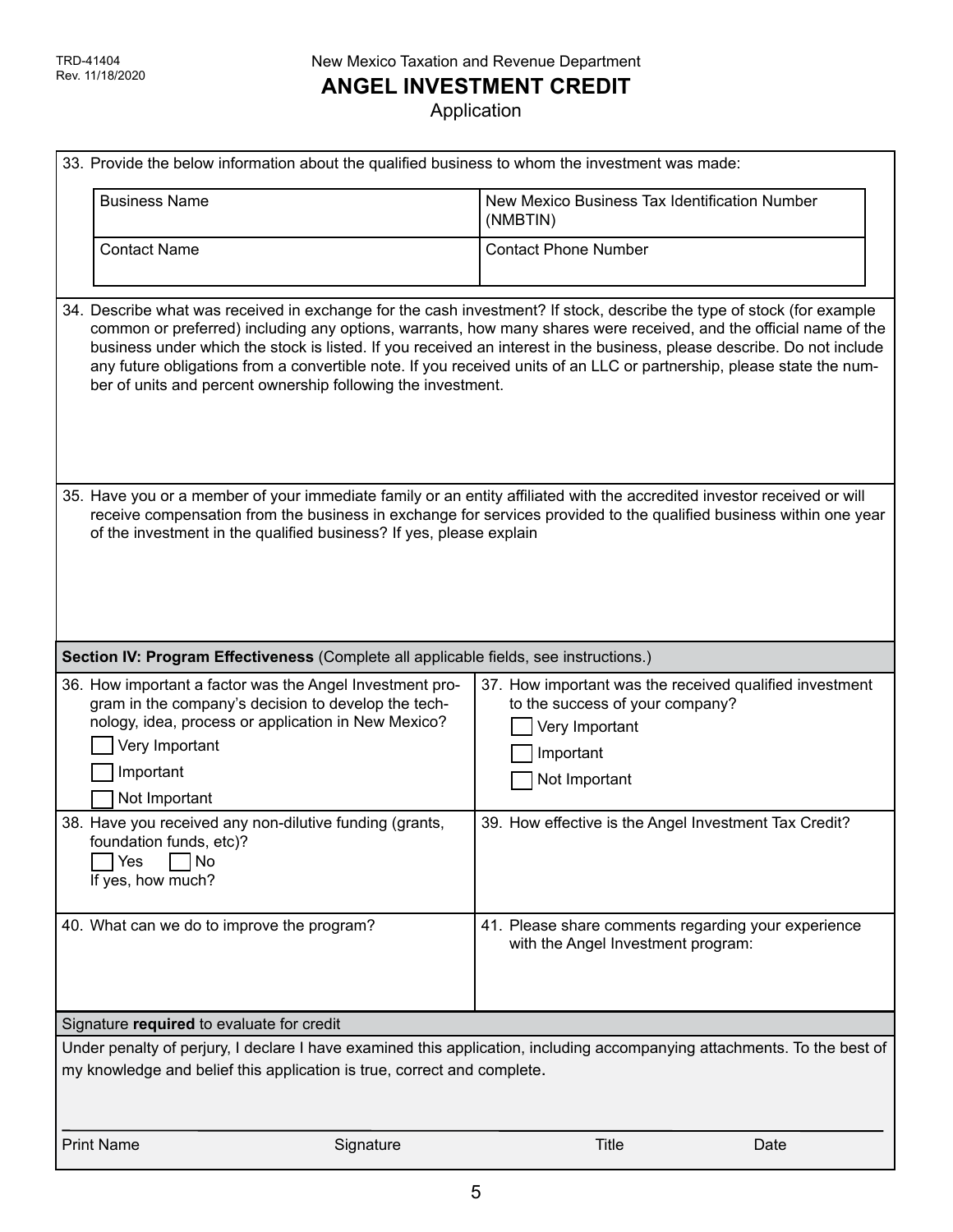TRD-41404
Rev. 11/18/2020

New Mexico Taxation and Revenue Department

# ANGEL INVESTMENT CREDIT

Application

33. Provide the below information about the qualified business to whom the investment was made:

| Business Name | New Mexico Business Tax Identification Number (NMBTIN) |
|---|---|
| Contact Name | Contact Phone Number |

34. Describe what was received in exchange for the cash investment? If stock, describe the type of stock (for example common or preferred) including any options, warrants, how many shares were received, and the official name of the business under which the stock is listed. If you received an interest in the business, please describe. Do not include any future obligations from a convertible note. If you received units of an LLC or partnership, please state the number of units and percent ownership following the investment.

35. Have you or a member of your immediate family or an entity affiliated with the accredited investor received or will receive compensation from the business in exchange for services provided to the qualified business within one year of the investment in the qualified business? If yes, please explain

## Section IV: Program Effectiveness (Complete all applicable fields, see instructions.)

36. How important a factor was the Angel Investment program in the company's decision to develop the technology, idea, process or application in New Mexico?
    - ☐ Very Important
    - ☐ Important
    - ☐ Not Important

37. How important was the received qualified investment to the success of your company?
    - ☐ Very Important
    - ☐ Important
    - ☐ Not Important

38. Have you received any non-dilutive funding (grants, foundation funds, etc)?
    ☐ Yes ☐ No
    If yes, how much?

39. How effective is the Angel Investment Tax Credit?

40. What can we do to improve the program?

41. Please share comments regarding your experience with the Angel Investment program:

Signature **required** to evaluate for credit

Under penalty of perjury, I declare I have examined this application, including accompanying attachments. To the best of my knowledge and belief this application is true, correct and complete.

| Print Name | Signature | Title | Date |
|---|---|---|---|
| | | | |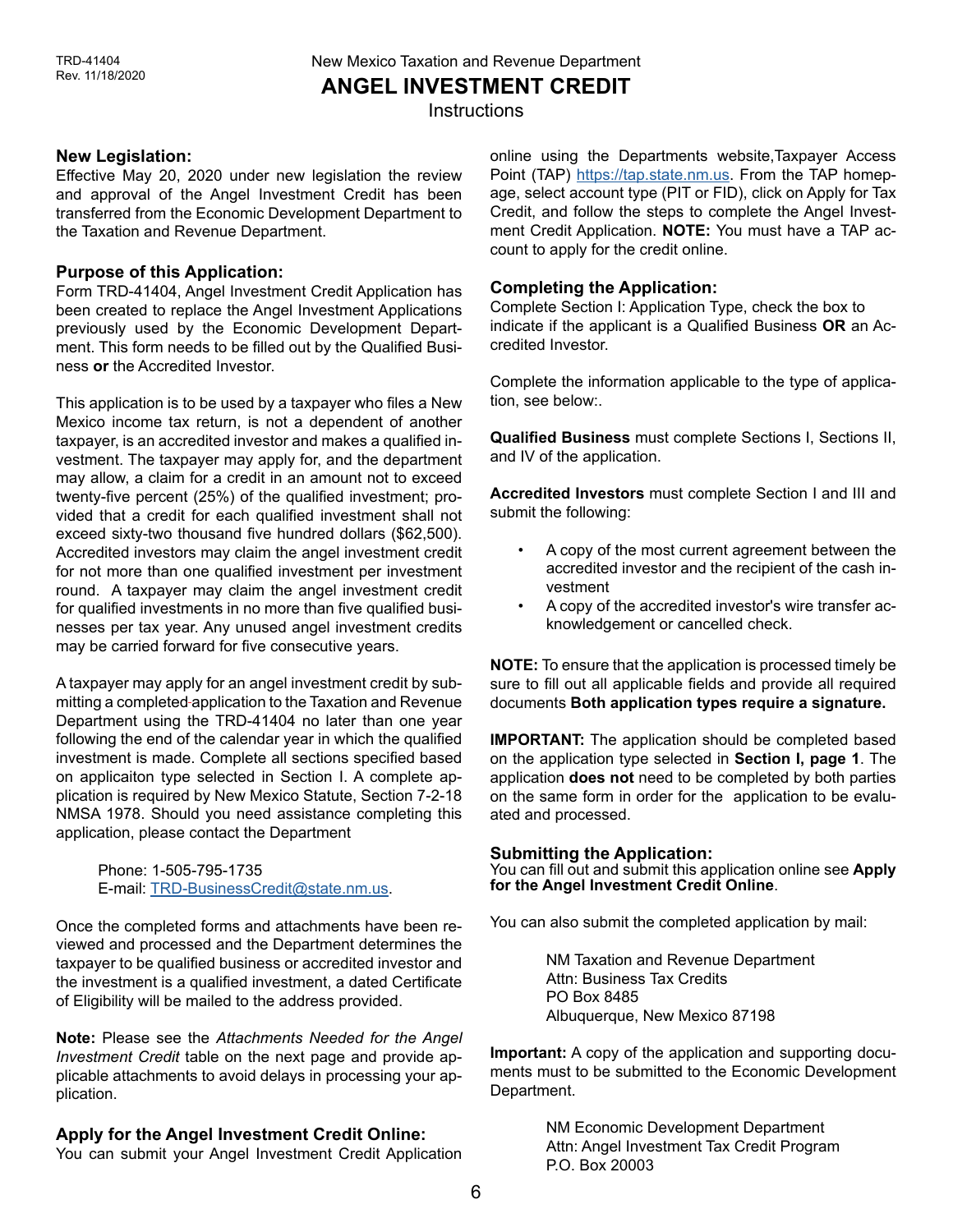# ANGEL INVESTMENT CREDIT

Instructions

## New Legislation:

Effective May 20, 2020 under new legislation the review and approval of the Angel Investment Credit has been transferred from the Economic Development Department to the Taxation and Revenue Department.

## Purpose of this Application:

Form TRD-41404, Angel Investment Credit Application has been created to replace the Angel Investment Applications previously used by the Economic Development Department. This form needs to be filled out by the Qualified Business **or** the Accredited Investor.

This application is to be used by a taxpayer who files a New Mexico income tax return, is not a dependent of another taxpayer, is an accredited investor and makes a qualified investment. The taxpayer may apply for, and the department may allow, a claim for a credit in an amount not to exceed twenty-five percent (25%) of the qualified investment; provided that a credit for each qualified investment shall not exceed sixty-two thousand five hundred dollars ($62,500). Accredited investors may claim the angel investment credit for not more than one qualified investment per investment round. A taxpayer may claim the angel investment credit for qualified investments in no more than five qualified businesses per tax year. Any unused angel investment credits may be carried forward for five consecutive years.

A taxpayer may apply for an angel investment credit by submitting a completed application to the Taxation and Revenue Department using the TRD-41404 no later than one year following the end of the calendar year in which the qualified investment is made. Complete all sections specified based on applicaiton type selected in Section I. A complete application is required by New Mexico Statute, Section 7-2-18 NMSA 1978. Should you need assistance completing this application, please contact the Department

Phone: 1-505-795-1735
E-mail: TRD-BusinessCredit@state.nm.us.

Once the completed forms and attachments have been reviewed and processed and the Department determines the taxpayer to be qualified business or accredited investor and the investment is a qualified investment, a dated Certificate of Eligibility will be mailed to the address provided.

**Note:** Please see the *Attachments Needed for the Angel Investment Credit* table on the next page and provide applicable attachments to avoid delays in processing your application.

## Apply for the Angel Investment Credit Online:

You can submit your Angel Investment Credit Application online using the Departments website,Taxpayer Access Point (TAP) https://tap.state.nm.us. From the TAP homepage, select account type (PIT or FID), click on Apply for Tax Credit, and follow the steps to complete the Angel Investment Credit Application. **NOTE:** You must have a TAP account to apply for the credit online.

## Completing the Application:

Complete Section I: Application Type, check the box to indicate if the applicant is a Qualified Business **OR** an Accredited Investor.

Complete the information applicable to the type of application, see below:.

**Qualified Business** must complete Sections I, Sections II, and IV of the application.

**Accredited Investors** must complete Section I and III and submit the following:

- A copy of the most current agreement between the accredited investor and the recipient of the cash investment
- A copy of the accredited investor's wire transfer acknowledgement or cancelled check.

**NOTE:** To ensure that the application is processed timely be sure to fill out all applicable fields and provide all required documents **Both application types require a signature.**

**IMPORTANT:** The application should be completed based on the application type selected in **Section I, page 1**. The application **does not** need to be completed by both parties on the same form in order for the application to be evaluated and processed.

## Submitting the Application:

You can fill out and submit this application online see **Apply for the Angel Investment Credit Online**.

You can also submit the completed application by mail:

NM Taxation and Revenue Department
Attn: Business Tax Credits
PO Box 8485
Albuquerque, New Mexico 87198

**Important:** A copy of the application and supporting documents must to be submitted to the Economic Development Department.

NM Economic Development Department
Attn: Angel Investment Tax Credit Program
P.O. Box 20003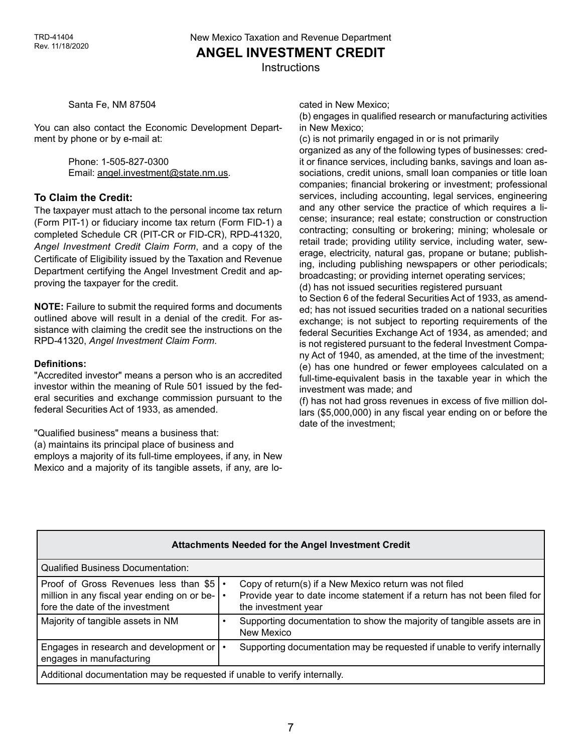Santa Fe, NM 87504

You can also contact the Economic Development Department by phone or by e-mail at:

Phone: 1-505-827-0300
Email: angel.investment@state.nm.us.

### To Claim the Credit:

The taxpayer must attach to the personal income tax return (Form PIT-1) or fiduciary income tax return (Form FID-1) a completed Schedule CR (PIT-CR or FID-CR), RPD-41320, *Angel Investment Credit Claim Form*, and a copy of the Certificate of Eligibility issued by the Taxation and Revenue Department certifying the Angel Investment Credit and approving the taxpayer for the credit.

**NOTE:** Failure to submit the required forms and documents outlined above will result in a denial of the credit. For assistance with claiming the credit see the instructions on the RPD-41320, *Angel Investment Claim Form*.

**Definitions:**

"Accredited investor" means a person who is an accredited investor within the meaning of Rule 501 issued by the federal securities and exchange commission pursuant to the federal Securities Act of 1933, as amended.

"Qualified business" means a business that:

(a) maintains its principal place of business and employs a majority of its full-time employees, if any, in New Mexico and a majority of its tangible assets, if any, are located in New Mexico;

(b) engages in qualified research or manufacturing activities in New Mexico;

(c) is not primarily engaged in or is not primarily organized as any of the following types of businesses: credit or finance services, including banks, savings and loan associations, credit unions, small loan companies or title loan companies; financial brokering or investment; professional services, including accounting, legal services, engineering and any other service the practice of which requires a license; insurance; real estate; construction or construction contracting; consulting or brokering; mining; wholesale or retail trade; providing utility service, including water, sewerage, electricity, natural gas, propane or butane; publishing, including publishing newspapers or other periodicals; broadcasting; or providing internet operating services;

(d) has not issued securities registered pursuant to Section 6 of the federal Securities Act of 1933, as amended; has not issued securities traded on a national securities exchange; is not subject to reporting requirements of the federal Securities Exchange Act of 1934, as amended; and is not registered pursuant to the federal Investment Company Act of 1940, as amended, at the time of the investment;

(e) has one hundred or fewer employees calculated on a full-time-equivalent basis in the taxable year in which the investment was made; and

(f) has not had gross revenues in excess of five million dollars ($5,000,000) in any fiscal year ending on or before the date of the investment;

| Attachments Needed for the Angel Investment Credit | |
|---|---|
| Qualified Business Documentation: | |
| Proof of Gross Revenues less than $5 million in any fiscal year ending on or before the date of the investment | • Copy of return(s) if a New Mexico return was not filed<br>• Provide year to date income statement if a return has not been filed for the investment year |
| Majority of tangible assets in NM | • Supporting documentation to show the majority of tangible assets are in New Mexico |
| Engages in research and development or engages in manufacturing | • Supporting documentation may be requested if unable to verify internally |
| Additional documentation may be requested if unable to verify internally. | |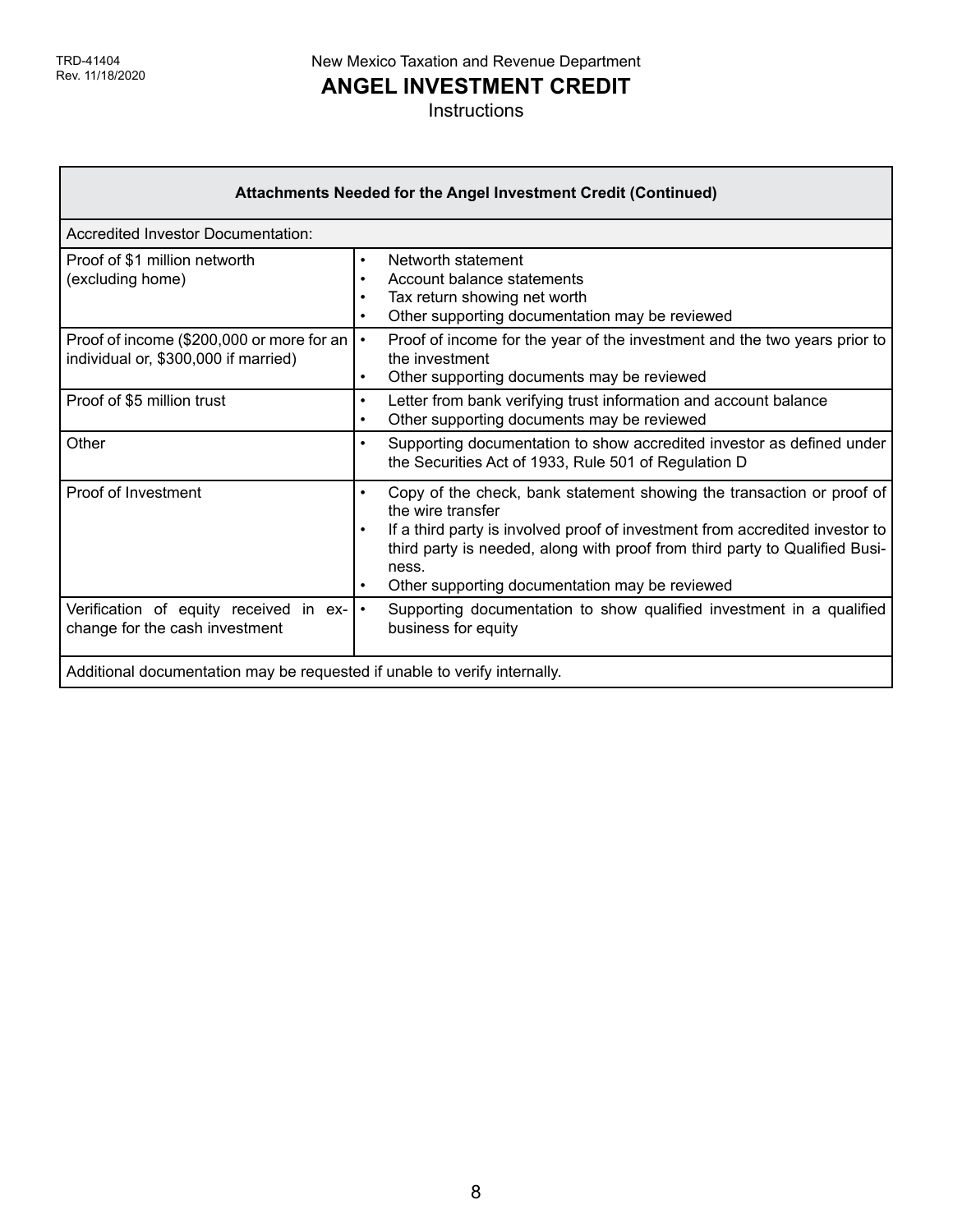| Attachments Needed for the Angel Investment Credit (Continued) | |
|---|---|
| Accredited Investor Documentation: | |
| Proof of $1 million networth (excluding home) | • Networth statement<br>• Account balance statements<br>• Tax return showing net worth<br>• Other supporting documentation may be reviewed |
| Proof of income ($200,000 or more for an individual or, $300,000 if married) | • Proof of income for the year of the investment and the two years prior to the investment<br>• Other supporting documents may be reviewed |
| Proof of $5 million trust | • Letter from bank verifying trust information and account balance<br>• Other supporting documents may be reviewed |
| Other | • Supporting documentation to show accredited investor as defined under the Securities Act of 1933, Rule 501 of Regulation D |
| Proof of Investment | • Copy of the check, bank statement showing the transaction or proof of the wire transfer<br>• If a third party is involved proof of investment from accredited investor to third party is needed, along with proof from third party to Qualified Business.<br>• Other supporting documentation may be reviewed |
| Verification of equity received in exchange for the cash investment | • Supporting documentation to show qualified investment in a qualified business for equity |
| Additional documentation may be requested if unable to verify internally. | |